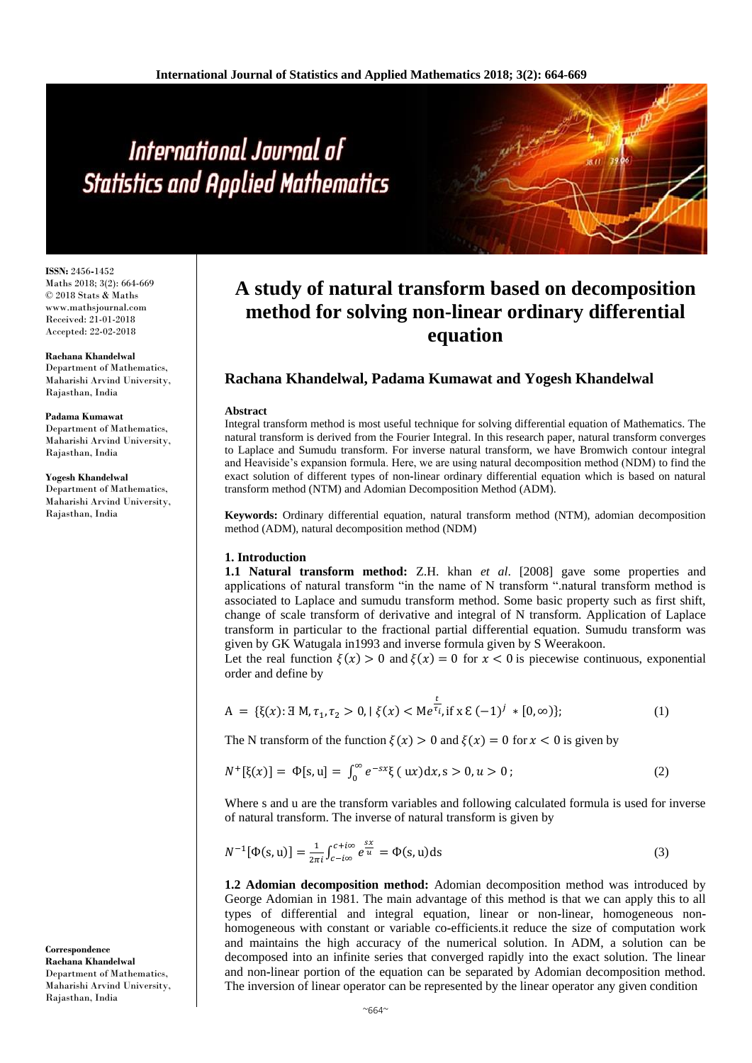# A study of natural transform based on decomposition method for solving non-linear ordinary differential equation

## Rachana Khandelwal, Padama Kumawat and Yogesh Khandelwal

**ISSN:** 2456-1452
Maths 2018; 3(2): 664-669
© 2018 Stats & Maths
www.mathsjournal.com
Received: 21-01-2018
Accepted: 22-02-2018

**Rachana Khandelwal**
Department of Mathematics, Maharishi Arvind University, Rajasthan, India

**Padama Kumawat**
Department of Mathematics, Maharishi Arvind University, Rajasthan, India

**Yogesh Khandelwal**
Department of Mathematics, Maharishi Arvind University, Rajasthan, India

**Correspondence**
**Rachana Khandelwal**
Department of Mathematics, Maharishi Arvind University, Rajasthan, India

**Abstract**

Integral transform method is most useful technique for solving differential equation of Mathematics. The natural transform is derived from the Fourier Integral. In this research paper, natural transform converges to Laplace and Sumudu transform. For inverse natural transform, we have Bromwich contour integral and Heaviside's expansion formula. Here, we are using natural decomposition method (NDM) to find the exact solution of different types of non-linear ordinary differential equation which is based on natural transform method (NTM) and Adomian Decomposition Method (ADM).

**Keywords:** Ordinary differential equation, natural transform method (NTM), adomian decomposition method (ADM), natural decomposition method (NDM)

### 1. Introduction

**1.1 Natural transform method:** Z.H. khan *et al*. [2008] gave some properties and applications of natural transform "in the name of N transform ".natural transform method is associated to Laplace and sumudu transform method. Some basic property such as first shift, change of scale transform of derivative and integral of N transform. Application of Laplace transform in particular to the fractional partial differential equation. Sumudu transform was given by GK Watugala in1993 and inverse formula given by S Weerakoon.

Let the real function $\xi(x) > 0$ and $\xi(x) = 0$ for $x < 0$ is piecewise continuous, exponential order and define by

$$A = \{\xi(x) : \exists\, M, \tau_1, \tau_2 > 0, |\, \xi(x) < Me^{\frac{t}{\tau_i}}, \text{if } x \,\mathcal{E}\, (-1)^j * [0, \infty)\}; \quad (1)$$

The N transform of the function $\xi(x) > 0$ and $\xi(x) = 0$ for $x < 0$ is given by

$$N^+[\xi(x)] = \Phi[s, u] = \int_0^\infty e^{-sx} \xi(ux)dx, s > 0, u > 0; \quad (2)$$

Where s and u are the transform variables and following calculated formula is used for inverse of natural transform. The inverse of natural transform is given by

$$N^{-1}[\Phi(s, u)] = \frac{1}{2\pi i} \int_{c-i\infty}^{c+i\infty} e^{\frac{sx}{u}} = \Phi(s, u)ds \quad (3)$$

**1.2 Adomian decomposition method:** Adomian decomposition method was introduced by George Adomian in 1981. The main advantage of this method is that we can apply this to all types of differential and integral equation, linear or non-linear, homogeneous non-homogeneous with constant or variable co-efficients.it reduce the size of computation work and maintains the high accuracy of the numerical solution. In ADM, a solution can be decomposed into an infinite series that converged rapidly into the exact solution. The linear and non-linear portion of the equation can be separated by Adomian decomposition method. The inversion of linear operator can be represented by the linear operator any given condition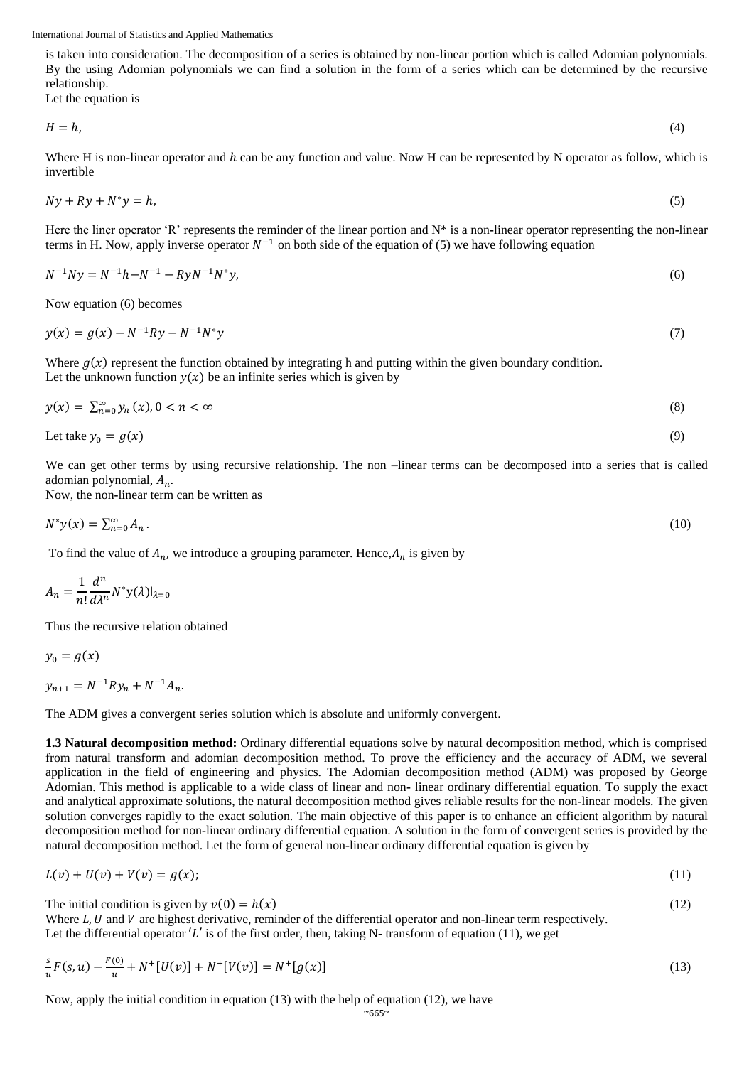is taken into consideration. The decomposition of a series is obtained by non-linear portion which is called Adomian polynomials. By the using Adomian polynomials we can find a solution in the form of a series which can be determined by the recursive relationship.

Let the equation is

$$H = h, \tag{4}$$

Where H is non-linear operator and $h$ can be any function and value. Now H can be represented by N operator as follow, which is invertible

$$Ny + Ry + N^{*}y = h, \tag{5}$$

Here the liner operator 'R' represents the reminder of the linear portion and N* is a non-linear operator representing the non-linear terms in H. Now, apply inverse operator $N^{-1}$ on both side of the equation of (5) we have following equation

$$N^{-1}Ny = N^{-1}h - N^{-1} - RyN^{-1}N^{*}y, \tag{6}$$

Now equation (6) becomes

$$y(x) = g(x) - N^{-1}Ry - N^{-1}N^{*}y \tag{7}$$

Where $g(x)$ represent the function obtained by integrating h and putting within the given boundary condition.

Let the unknown function $y(x)$ be an infinite series which is given by

$$y(x) = \sum_{n=0}^{\infty} y_n(x), 0 < n < \infty \tag{8}$$

Let take $y_0 = g(x)$ (9)

We can get other terms by using recursive relationship. The non –linear terms can be decomposed into a series that is called adomian polynomial, $A_n$.

Now, the non-linear term can be written as

$$N^{*}y(x) = \sum_{n=0}^{\infty} A_n. \tag{10}$$

To find the value of $A_n$, we introduce a grouping parameter. Hence, $A_n$ is given by

$$A_n = \frac{1}{n!}\frac{d^n}{d\lambda^n} N^{*}y(\lambda)|_{\lambda=0}$$

Thus the recursive relation obtained

$$y_0 = g(x)$$

$$y_{n+1} = N^{-1}Ry_n + N^{-1}A_n.$$

The ADM gives a convergent series solution which is absolute and uniformly convergent.

**1.3 Natural decomposition method:** Ordinary differential equations solve by natural decomposition method, which is comprised from natural transform and adomian decomposition method. To prove the efficiency and the accuracy of ADM, we several application in the field of engineering and physics. The Adomian decomposition method (ADM) was proposed by George Adomian. This method is applicable to a wide class of linear and non- linear ordinary differential equation. To supply the exact and analytical approximate solutions, the natural decomposition method gives reliable results for the non-linear models. The given solution converges rapidly to the exact solution. The main objective of this paper is to enhance an efficient algorithm by natural decomposition method for non-linear ordinary differential equation. A solution in the form of convergent series is provided by the natural decomposition method. Let the form of general non-linear ordinary differential equation is given by

$$L(v) + U(v) + V(v) = g(x); \tag{11}$$

The initial condition is given by $v(0) = h(x)$ (12)

Where $L, U$ and $V$ are highest derivative, reminder of the differential operator and non-linear term respectively.

Let the differential operator $'L'$ is of the first order, then, taking N- transform of equation (11), we get

$$\frac{s}{u}F(s,u) - \frac{F(0)}{u} + N^{+}[U(v)] + N^{+}[V(v)] = N^{+}[g(x)] \tag{13}$$

Now, apply the initial condition in equation (13) with the help of equation (12), we have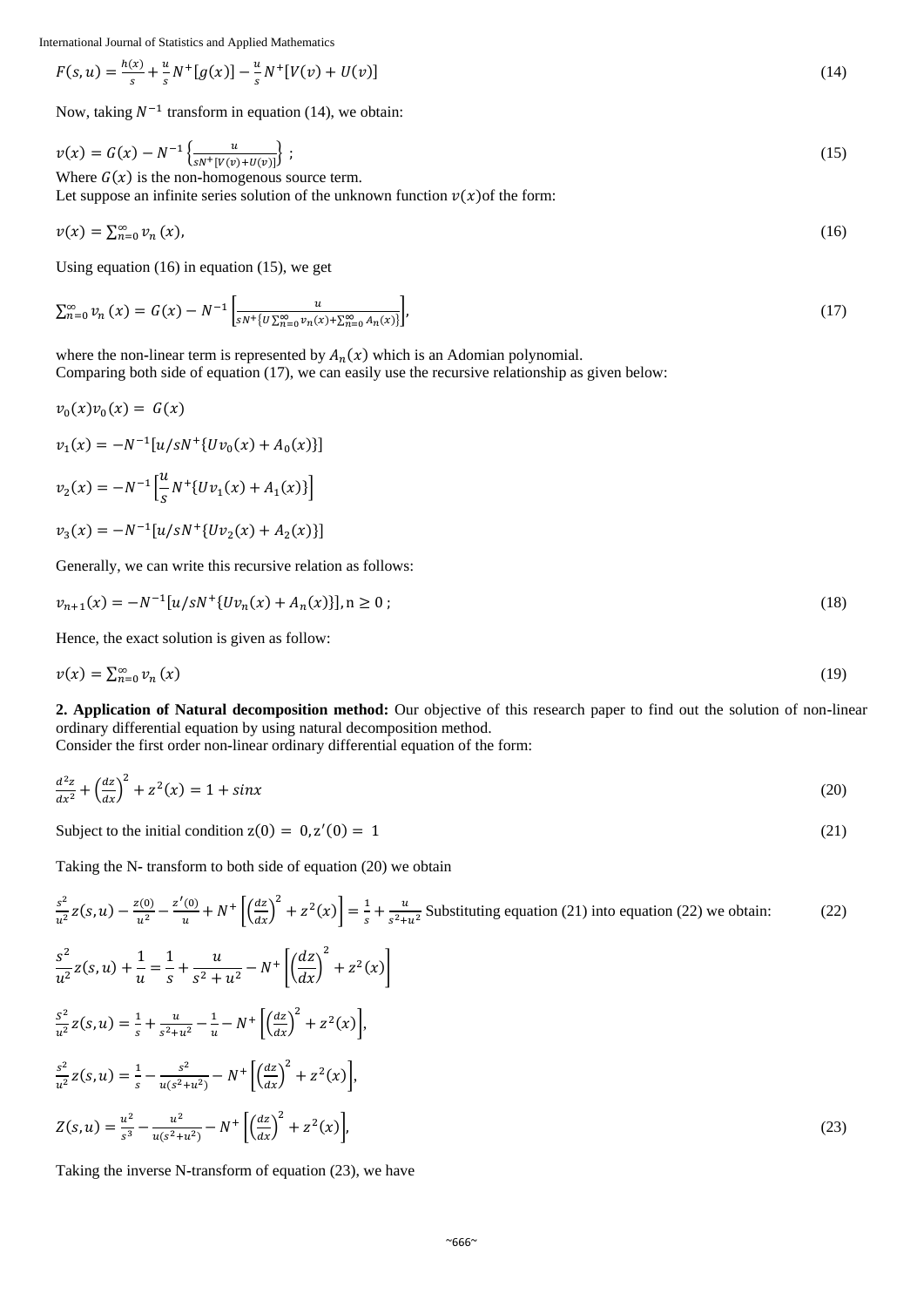$$F(s,u) = \frac{h(x)}{s} + \frac{u}{s}N^{+}[g(x)] - \frac{u}{s}N^{+}[V(v) + U(v)] \tag{14}$$

Now, taking $N^{-1}$ transform in equation (14), we obtain:

$$v(x) = G(x) - N^{-1}\left\{\frac{u}{sN^{+}[V(v)+U(v)]}\right\} ; \tag{15}$$

Where $G(x)$ is the non-homogenous source term.

Let suppose an infinite series solution of the unknown function $v(x)$of the form:

$$v(x) = \sum_{n=0}^{\infty} v_n\,(x), \tag{16}$$

Using equation (16) in equation (15), we get

$$\sum_{n=0}^{\infty} v_n\,(x) = G(x) - N^{-1}\left[\frac{u}{sN^{+}\{U\sum_{n=0}^{\infty} v_n(x) + \sum_{n=0}^{\infty} A_n(x)\}}\right], \tag{17}$$

where the non-linear term is represented by $A_n(x)$ which is an Adomian polynomial.

Comparing both side of equation (17), we can easily use the recursive relationship as given below:

$$v_0(x)v_0(x) = G(x)$$

$$v_1(x) = -N^{-1}[u/sN^{+}\{Uv_0(x) + A_0(x)\}]$$

$$v_2(x) = -N^{-1}\left[\frac{u}{s}N^{+}\{Uv_1(x) + A_1(x)\}\right]$$

$$v_3(x) = -N^{-1}[u/sN^{+}\{Uv_2(x) + A_2(x)\}]$$

Generally, we can write this recursive relation as follows:

$$v_{n+1}(x) = -N^{-1}[u/sN^{+}\{Uv_n(x) + A_n(x)\}], n \geq 0 ; \tag{18}$$

Hence, the exact solution is given as follow:

$$v(x) = \sum_{n=0}^{\infty} v_n\,(x) \tag{19}$$

**2. Application of Natural decomposition method:** Our objective of this research paper to find out the solution of non-linear ordinary differential equation by using natural decomposition method.

Consider the first order non-linear ordinary differential equation of the form:

$$\frac{d^2z}{dx^2} + \left(\frac{dz}{dx}\right)^2 + z^2(x) = 1 + sinx \tag{20}$$

Subject to the initial condition $z(0) = 0, z'(0) = 1$ (21)

Taking the N- transform to both side of equation (20) we obtain

$$\frac{s^2}{u^2}z(s,u) - \frac{z(0)}{u^2} - \frac{z'(0)}{u} + N^{+}\left[\left(\frac{dz}{dx}\right)^2 + z^2(x)\right] = \frac{1}{s} + \frac{u}{s^2+u^2} \tag{22}$$

Substituting equation (21) into equation (22) we obtain:

$$\frac{s^2}{u^2}z(s,u) + \frac{1}{u} = \frac{1}{s} + \frac{u}{s^2+u^2} - N^{+}\left[\left(\frac{dz}{dx}\right)^2 + z^2(x)\right]$$

$$\frac{s^2}{u^2}z(s,u) = \frac{1}{s} + \frac{u}{s^2+u^2} - \frac{1}{u} - N^{+}\left[\left(\frac{dz}{dx}\right)^2 + z^2(x)\right],$$

$$\frac{s^2}{u^2}z(s,u) = \frac{1}{s} - \frac{s^2}{u(s^2+u^2)} - N^{+}\left[\left(\frac{dz}{dx}\right)^2 + z^2(x)\right],$$

$$Z(s,u) = \frac{u^2}{s^3} - \frac{u^2}{u(s^2+u^2)} - N^{+}\left[\left(\frac{dz}{dx}\right)^2 + z^2(x)\right], \tag{23}$$

Taking the inverse N-transform of equation (23), we have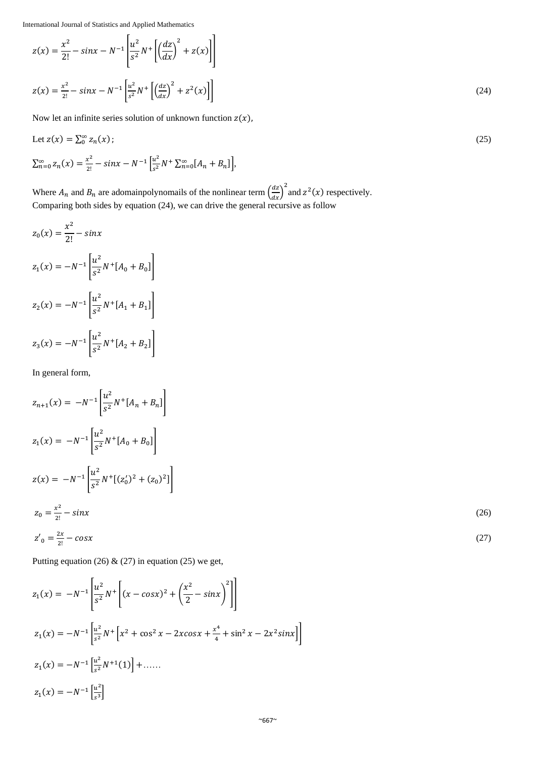$$z(x) = \frac{x^2}{2!} - sinx - N^{-1}\left[\frac{u^2}{s^2}N^+\left[\left(\frac{dz}{dx}\right)^2 + z(x)\right]\right]$$

$$z(x) = \frac{x^2}{2!} - sinx - N^{-1}\left[\frac{u^2}{s^2}N^+\left[\left(\frac{dz}{dx}\right)^2 + z^2(x)\right]\right] \tag{24}$$

Now let an infinite series solution of unknown function $z(x)$,

$$\text{Let } z(x) = \sum_0^\infty z_n(x); \tag{25}$$

$$\sum_{n=0}^\infty z_n(x) = \frac{x^2}{2!} - sinx - N^{-1}\left[\frac{u^2}{s^2}N^+\sum_{n=0}^\infty [A_n + B_n]\right],$$

Where $A_n$ and $B_n$ are adomainpolynomails of the nonlinear term $\left(\frac{dz}{dx}\right)^2$ and $z^2(x)$ respectively.
Comparing both sides by equation (24), we can drive the general recursive as follow

$$z_0(x) = \frac{x^2}{2!} - sinx$$

$$z_1(x) = -N^{-1}\left[\frac{u^2}{s^2}N^+[A_0 + B_0]\right]$$

$$z_2(x) = -N^{-1}\left[\frac{u^2}{s^2}N^+[A_1 + B_1]\right]$$

$$z_3(x) = -N^{-1}\left[\frac{u^2}{s^2}N^+[A_2 + B_2]\right]$$

In general form,

$$z_{n+1}(x) = -N^{-1}\left[\frac{u^2}{s^2}N^+[A_n + B_n]\right]$$

$$z_1(x) = -N^{-1}\left[\frac{u^2}{s^2}N^+[A_0 + B_0]\right]$$

$$z(x) = -N^{-1}\left[\frac{u^2}{s^2}N^+[(z_0')^2 + (z_0)^2]\right]$$

$$z_0 = \frac{x^2}{2!} - sinx \tag{26}$$

$$z'_0 = \frac{2x}{2!} - cosx \tag{27}$$

Putting equation (26) & (27) in equation (25) we get,

$$z_1(x) = -N^{-1}\left[\frac{u^2}{s^2}N^+\left[(x - cosx)^2 + \left(\frac{x^2}{2} - sinx\right)^2\right]\right]$$

$$z_1(x) = -N^{-1}\left[\frac{u^2}{s^2}N^+\left[x^2 + \cos^2 x - 2xcosx + \frac{x^4}{4} + \sin^2 x - 2x^2 sinx\right]\right]$$

$$z_1(x) = -N^{-1}\left[\frac{u^2}{s^2}N^{+1}(1)\right] + \ldots\ldots$$

$$z_1(x) = -N^{-1}\left[\frac{u^2}{s^3}\right]$$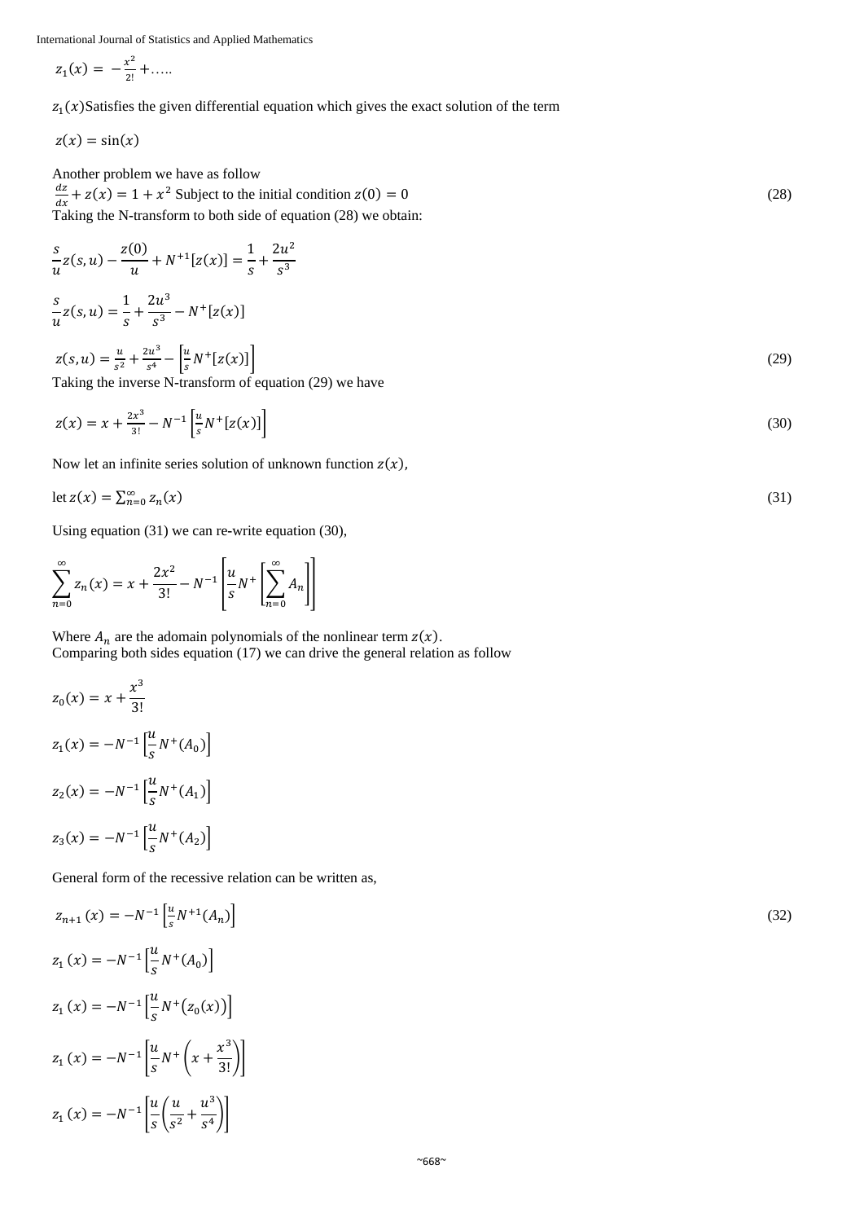$$z_1(x) = -\frac{x^2}{2!} + \ldots..$$

$z_1(x)$Satisfies the given differential equation which gives the exact solution of the term

$$z(x) = \sin(x)$$

Another problem we have as follow

$\frac{dz}{dx} + z(x) = 1 + x^2$ Subject to the initial condition $z(0) = 0$ (28)

Taking the N-transform to both side of equation (28) we obtain:

$$\frac{s}{u}z(s,u) - \frac{z(0)}{u} + N^{+1}[z(x)] = \frac{1}{s} + \frac{2u^2}{s^3}$$

$$\frac{s}{u}z(s,u) = \frac{1}{s} + \frac{2u^3}{s^3} - N^{+}[z(x)]$$

$$z(s,u) = \frac{u}{s^2} + \frac{2u^3}{s^4} - \left[\frac{u}{s}N^{+}[z(x)]\right] \tag{29}$$

Taking the inverse N-transform of equation (29) we have

$$z(x) = x + \frac{2x^3}{3!} - N^{-1}\left[\frac{u}{s}N^{+}[z(x)]\right] \tag{30}$$

Now let an infinite series solution of unknown function $z(x)$,

$$\text{let } z(x) = \sum_{n=0}^{\infty} z_n(x) \tag{31}$$

Using equation (31) we can re-write equation (30),

$$\sum_{n=0}^{\infty} z_n(x) = x + \frac{2x^2}{3!} - N^{-1}\left[\frac{u}{s}N^{+}\left[\sum_{n=0}^{\infty} A_n\right]\right]$$

Where $A_n$ are the adomain polynomials of the nonlinear term $z(x)$.

Comparing both sides equation (17) we can drive the general relation as follow

$$z_0(x) = x + \frac{x^3}{3!}$$

$$z_1(x) = -N^{-1}\left[\frac{u}{s}N^{+}(A_0)\right]$$

$$z_2(x) = -N^{-1}\left[\frac{u}{s}N^{+}(A_1)\right]$$

$$z_3(x) = -N^{-1}\left[\frac{u}{s}N^{+}(A_2)\right]$$

General form of the recessive relation can be written as,

$$z_{n+1}(x) = -N^{-1}\left[\frac{u}{s}N^{+1}(A_n)\right] \tag{32}$$

$$z_1(x) = -N^{-1}\left[\frac{u}{s}N^{+}(A_0)\right]$$

$$z_1(x) = -N^{-1}\left[\frac{u}{s}N^{+}\big(z_0(x)\big)\right]$$

$$z_1(x) = -N^{-1}\left[\frac{u}{s}N^{+}\left(x + \frac{x^3}{3!}\right)\right]$$

$$z_1(x) = -N^{-1}\left[\frac{u}{s}\left(\frac{u}{s^2} + \frac{u^3}{s^4}\right)\right]$$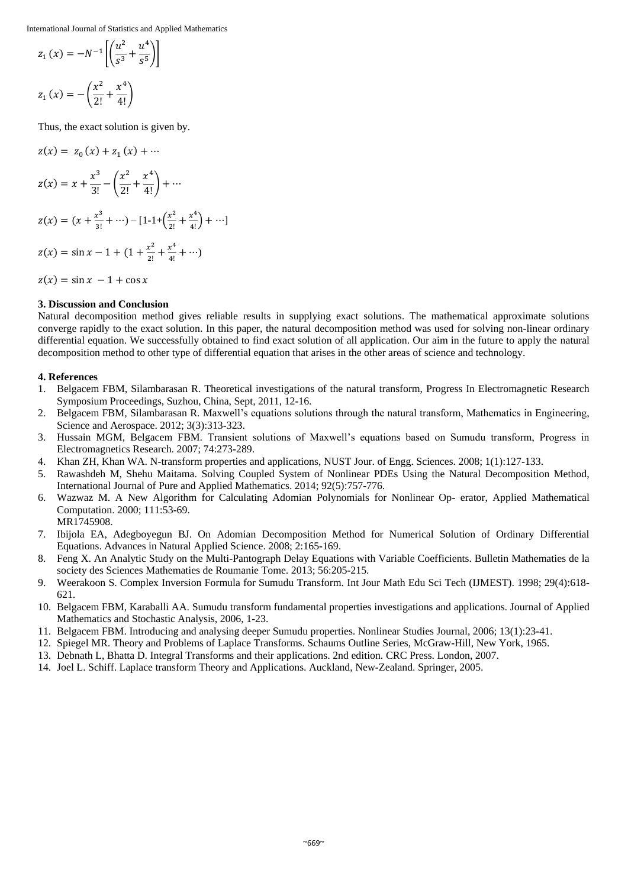$$z_1(x) = -N^{-1}\left[\left(\frac{u^2}{s^3}+\frac{u^4}{s^5}\right)\right]$$

$$z_1(x) = -\left(\frac{x^2}{2!}+\frac{x^4}{4!}\right)$$

Thus, the exact solution is given by.

$$z(x) = z_0(x) + z_1(x) + \cdots$$

$$z(x) = x + \frac{x^3}{3!} - \left(\frac{x^2}{2!}+\frac{x^4}{4!}\right) + \cdots$$

$$z(x) = (x + \frac{x^3}{3!} + \cdots) - [1\text{-}1\text{+}\left(\frac{x^2}{2!}+\frac{x^4}{4!}\right) + \cdots]$$

$$z(x) = \sin x - 1 + (1 + \frac{x^2}{2!} + \frac{x^4}{4!} + \cdots)$$

$$z(x) = \sin x - 1 + \cos x$$

## 3. Discussion and Conclusion

Natural decomposition method gives reliable results in supplying exact solutions. The mathematical approximate solutions converge rapidly to the exact solution. In this paper, the natural decomposition method was used for solving non-linear ordinary differential equation. We successfully obtained to find exact solution of all application. Our aim in the future to apply the natural decomposition method to other type of differential equation that arises in the other areas of science and technology.

## 4. References

1. Belgacem FBM, Silambarasan R. Theoretical investigations of the natural transform, Progress In Electromagnetic Research Symposium Proceedings, Suzhou, China, Sept, 2011, 12-16.
2. Belgacem FBM, Silambarasan R. Maxwell's equations solutions through the natural transform, Mathematics in Engineering, Science and Aerospace. 2012; 3(3):313-323.
3. Hussain MGM, Belgacem FBM. Transient solutions of Maxwell's equations based on Sumudu transform, Progress in Electromagnetics Research. 2007; 74:273-289.
4. Khan ZH, Khan WA. N-transform properties and applications, NUST Jour. of Engg. Sciences. 2008; 1(1):127-133.
5. Rawashdeh M, Shehu Maitama. Solving Coupled System of Nonlinear PDEs Using the Natural Decomposition Method, International Journal of Pure and Applied Mathematics. 2014; 92(5):757-776.
6. Wazwaz M. A New Algorithm for Calculating Adomian Polynomials for Nonlinear Op- erator, Applied Mathematical Computation. 2000; 111:53-69.
   MR1745908.
7. Ibijola EA, Adegboyegun BJ. On Adomian Decomposition Method for Numerical Solution of Ordinary Differential Equations. Advances in Natural Applied Science. 2008; 2:165-169.
8. Feng X. An Analytic Study on the Multi-Pantograph Delay Equations with Variable Coefficients. Bulletin Mathematies de la society des Sciences Mathematies de Roumanie Tome. 2013; 56:205-215.
9. Weerakoon S. Complex Inversion Formula for Sumudu Transform. Int Jour Math Edu Sci Tech (IJMEST). 1998; 29(4):618-621.
10. Belgacem FBM, Karaballi AA. Sumudu transform fundamental properties investigations and applications. Journal of Applied Mathematics and Stochastic Analysis, 2006, 1-23.
11. Belgacem FBM. Introducing and analysing deeper Sumudu properties. Nonlinear Studies Journal, 2006; 13(1):23-41.
12. Spiegel MR. Theory and Problems of Laplace Transforms. Schaums Outline Series, McGraw-Hill, New York, 1965.
13. Debnath L, Bhatta D. Integral Transforms and their applications. 2nd edition. CRC Press. London, 2007.
14. Joel L. Schiff. Laplace transform Theory and Applications. Auckland, New-Zealand. Springer, 2005.